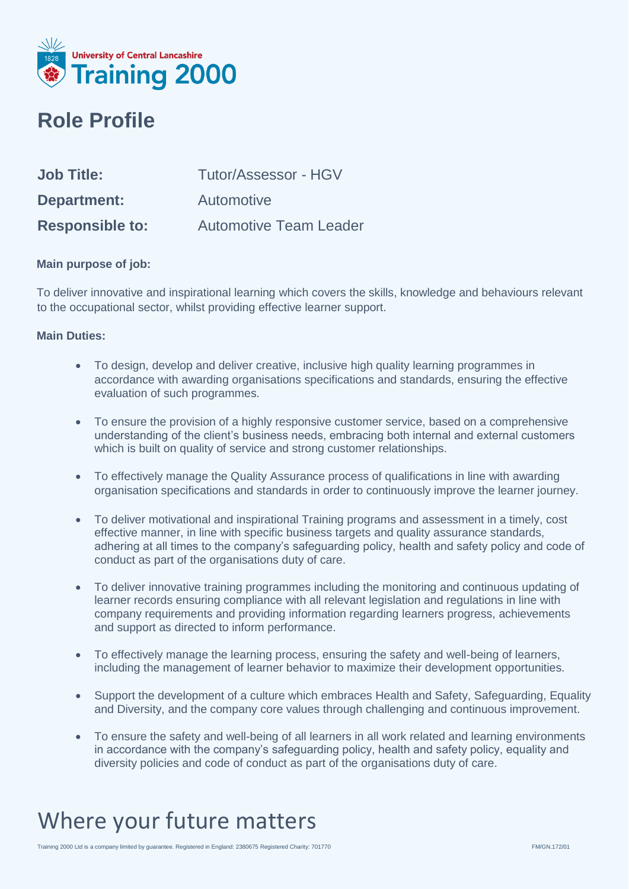University of Central Lancashire Training 2000

# Role Profile

| | |
|---|---|
| **Job Title:** | Tutor/Assessor - HGV |
| **Department:** | Automotive |
| **Responsible to:** | Automotive Team Leader |

**Main purpose of job:**

To deliver innovative and inspirational learning which covers the skills, knowledge and behaviours relevant to the occupational sector, whilst providing effective learner support.

**Main Duties:**

- To design, develop and deliver creative, inclusive high quality learning programmes in accordance with awarding organisations specifications and standards, ensuring the effective evaluation of such programmes.
- To ensure the provision of a highly responsive customer service, based on a comprehensive understanding of the client's business needs, embracing both internal and external customers which is built on quality of service and strong customer relationships.
- To effectively manage the Quality Assurance process of qualifications in line with awarding organisation specifications and standards in order to continuously improve the learner journey.
- To deliver motivational and inspirational Training programs and assessment in a timely, cost effective manner, in line with specific business targets and quality assurance standards, adhering at all times to the company's safeguarding policy, health and safety policy and code of conduct as part of the organisations duty of care.
- To deliver innovative training programmes including the monitoring and continuous updating of learner records ensuring compliance with all relevant legislation and regulations in line with company requirements and providing information regarding learners progress, achievements and support as directed to inform performance.
- To effectively manage the learning process, ensuring the safety and well-being of learners, including the management of learner behavior to maximize their development opportunities.
- Support the development of a culture which embraces Health and Safety, Safeguarding, Equality and Diversity, and the company core values through challenging and continuous improvement.
- To ensure the safety and well-being of all learners in all work related and learning environments in accordance with the company's safeguarding policy, health and safety policy, equality and diversity policies and code of conduct as part of the organisations duty of care.

Where your future matters

Training 2000 Ltd is a company limited by guarantee. Registered in England: 2380675 Registered Charity: 701770 FM/GN.172/01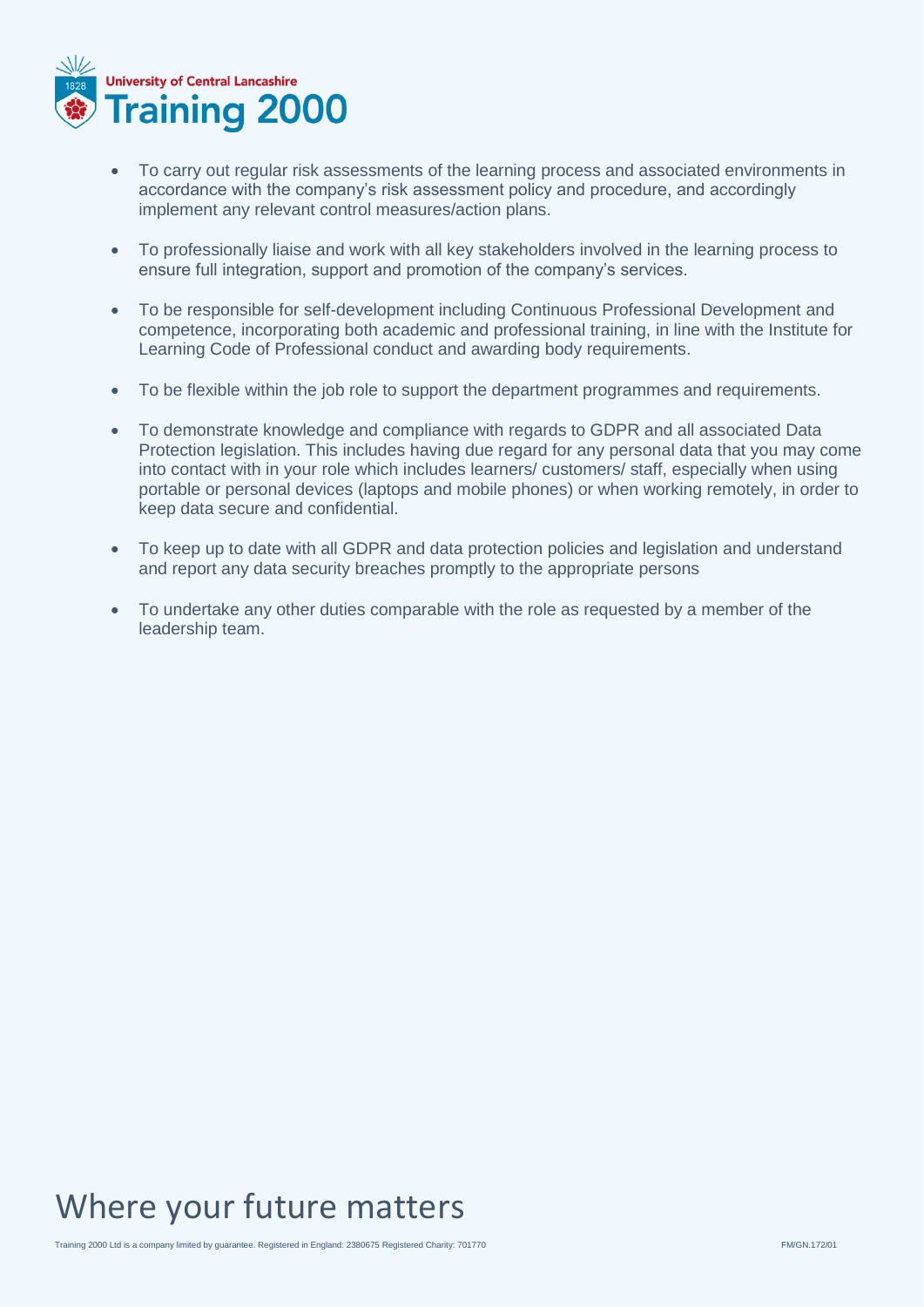- To carry out regular risk assessments of the learning process and associated environments in accordance with the company's risk assessment policy and procedure, and accordingly implement any relevant control measures/action plans.

- To professionally liaise and work with all key stakeholders involved in the learning process to ensure full integration, support and promotion of the company's services.

- To be responsible for self-development including Continuous Professional Development and competence, incorporating both academic and professional training, in line with the Institute for Learning Code of Professional conduct and awarding body requirements.

- To be flexible within the job role to support the department programmes and requirements.

- To demonstrate knowledge and compliance with regards to GDPR and all associated Data Protection legislation. This includes having due regard for any personal data that you may come into contact with in your role which includes learners/ customers/ staff, especially when using portable or personal devices (laptops and mobile phones) or when working remotely, in order to keep data secure and confidential.

- To keep up to date with all GDPR and data protection policies and legislation and understand and report any data security breaches promptly to the appropriate persons

- To undertake any other duties comparable with the role as requested by a member of the leadership team.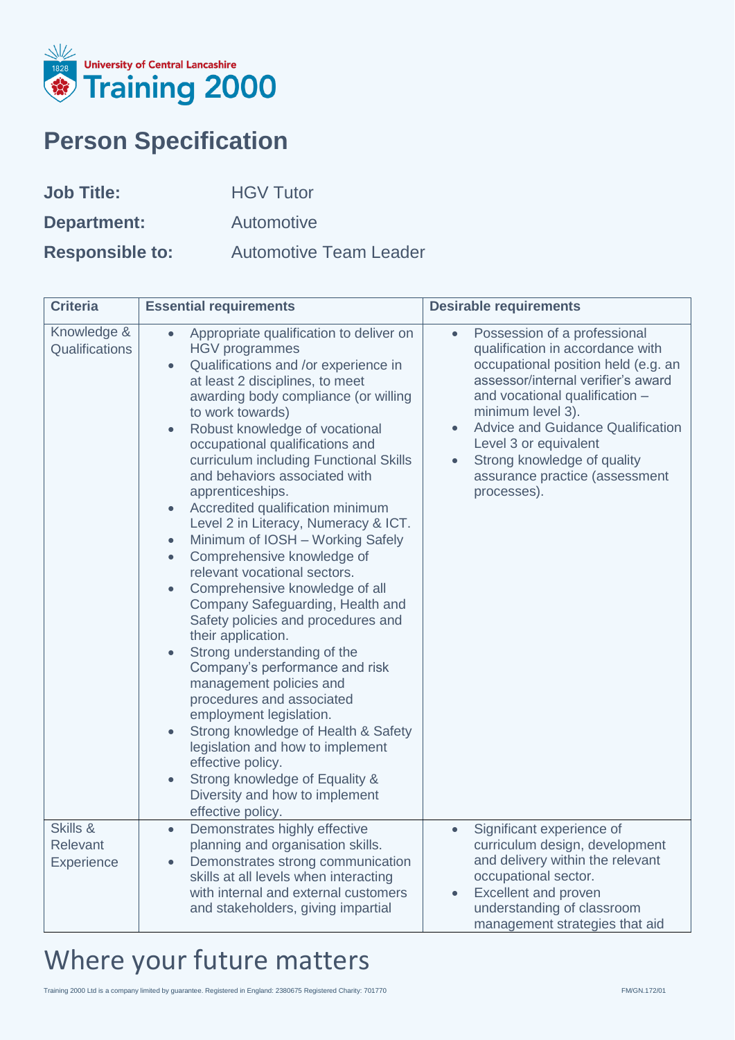# Person Specification

**Job Title:** HGV Tutor

**Department:** Automotive

**Responsible to:** Automotive Team Leader

| Criteria | Essential requirements | Desirable requirements |
|---|---|---|
| Knowledge & Qualifications | • Appropriate qualification to deliver on HGV programmes<br>• Qualifications and /or experience in at least 2 disciplines, to meet awarding body compliance (or willing to work towards)<br>• Robust knowledge of vocational occupational qualifications and curriculum including Functional Skills and behaviors associated with apprenticeships.<br>• Accredited qualification minimum Level 2 in Literacy, Numeracy & ICT.<br>• Minimum of IOSH – Working Safely<br>• Comprehensive knowledge of relevant vocational sectors.<br>• Comprehensive knowledge of all Company Safeguarding, Health and Safety policies and procedures and their application.<br>• Strong understanding of the Company's performance and risk management policies and procedures and associated employment legislation.<br>• Strong knowledge of Health & Safety legislation and how to implement effective policy.<br>• Strong knowledge of Equality & Diversity and how to implement effective policy. | • Possession of a professional qualification in accordance with occupational position held (e.g. an assessor/internal verifier's award and vocational qualification – minimum level 3).<br>• Advice and Guidance Qualification Level 3 or equivalent<br>• Strong knowledge of quality assurance practice (assessment processes). |
| Skills & Relevant Experience | • Demonstrates highly effective planning and organisation skills.<br>• Demonstrates strong communication skills at all levels when interacting with internal and external customers and stakeholders, giving impartial | • Significant experience of curriculum design, development and delivery within the relevant occupational sector.<br>• Excellent and proven understanding of classroom management strategies that aid |

Where your future matters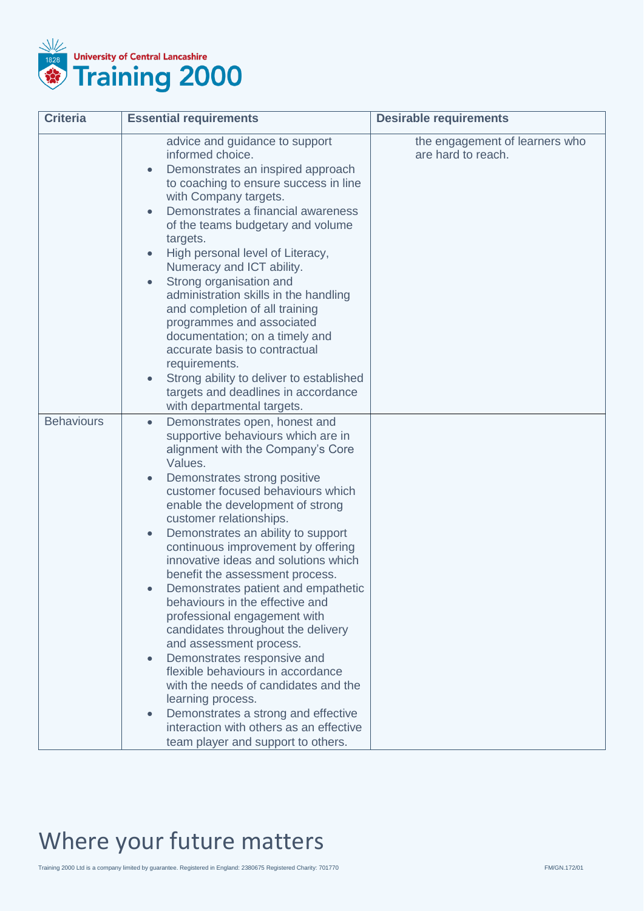| Criteria | Essential requirements | Desirable requirements |
|---|---|---|
| | advice and guidance to support informed choice.<br>• Demonstrates an inspired approach to coaching to ensure success in line with Company targets.<br>• Demonstrates a financial awareness of the teams budgetary and volume targets.<br>• High personal level of Literacy, Numeracy and ICT ability.<br>• Strong organisation and administration skills in the handling and completion of all training programmes and associated documentation; on a timely and accurate basis to contractual requirements.<br>• Strong ability to deliver to established targets and deadlines in accordance with departmental targets. | the engagement of learners who are hard to reach. |
| Behaviours | • Demonstrates open, honest and supportive behaviours which are in alignment with the Company's Core Values.<br>• Demonstrates strong positive customer focused behaviours which enable the development of strong customer relationships.<br>• Demonstrates an ability to support continuous improvement by offering innovative ideas and solutions which benefit the assessment process.<br>• Demonstrates patient and empathetic behaviours in the effective and professional engagement with candidates throughout the delivery and assessment process.<br>• Demonstrates responsive and flexible behaviours in accordance with the needs of candidates and the learning process.<br>• Demonstrates a strong and effective interaction with others as an effective team player and support to others. | |